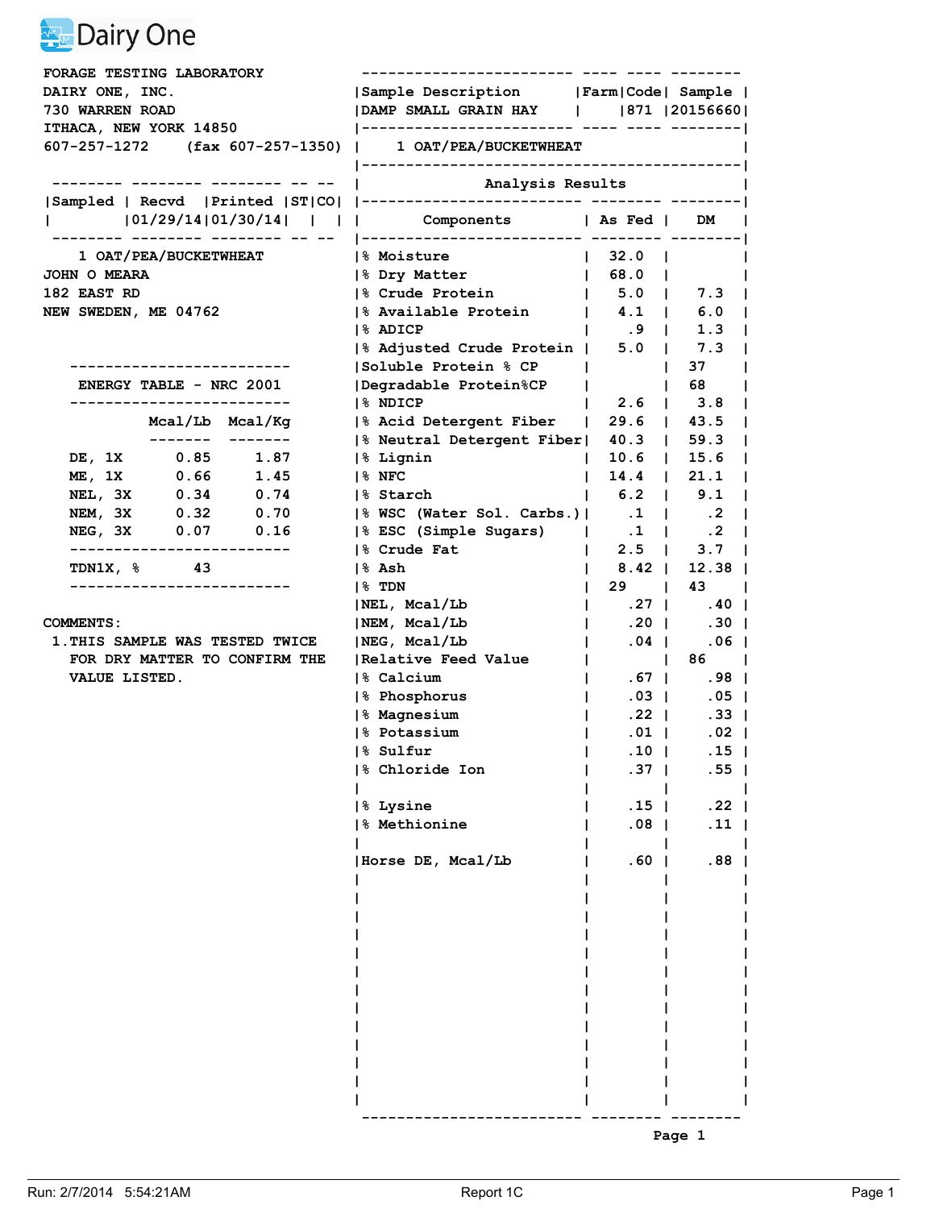Dairy One

FORAGE TESTING LABORATORY
DAIRY ONE, INC.
730 WARREN ROAD
ITHACA, NEW YORK 14850
607-257-1272 (fax 607-257-1350)

| Sampled | Recvd | Printed | ST | CO |
|---|---|---|---|---|
| | 01/29/14 | 01/30/14 | | |

1 OAT/PEA/BUCKETWHEAT
JOHN O MEARA
182 EAST RD
NEW SWEDEN, ME 04762

**ENERGY TABLE - NRC 2001**

| | Mcal/Lb | Mcal/Kg |
|---|---|---|
| DE, 1X | 0.85 | 1.87 |
| ME, 1X | 0.66 | 1.45 |
| NEL, 3X | 0.34 | 0.74 |
| NEM, 3X | 0.32 | 0.70 |
| NEG, 3X | 0.07 | 0.16 |

TDN1X, % 43

COMMENTS:

1. THIS SAMPLE WAS TESTED TWICE FOR DRY MATTER TO CONFIRM THE VALUE LISTED.

| Sample Description | Farm | Code | Sample |
|---|---|---|---|
| DAMP SMALL GRAIN HAY | | 871 | 20156660 |

1 OAT/PEA/BUCKETWHEAT

**Analysis Results**

| Components | As Fed | DM |
|---|---|---|
| % Moisture | 32.0 | |
| % Dry Matter | 68.0 | |
| % Crude Protein | 5.0 | 7.3 |
| % Available Protein | 4.1 | 6.0 |
| % ADICP | .9 | 1.3 |
| % Adjusted Crude Protein | 5.0 | 7.3 |
| Soluble Protein % CP | | 37 |
| Degradable Protein%CP | | 68 |
| % NDICP | 2.6 | 3.8 |
| % Acid Detergent Fiber | 29.6 | 43.5 |
| % Neutral Detergent Fiber | 40.3 | 59.3 |
| % Lignin | 10.6 | 15.6 |
| % NFC | 14.4 | 21.1 |
| % Starch | 6.2 | 9.1 |
| % WSC (Water Sol. Carbs.) | .1 | .2 |
| % ESC (Simple Sugars) | .1 | .2 |
| % Crude Fat | 2.5 | 3.7 |
| % Ash | 8.42 | 12.38 |
| % TDN | 29 | 43 |
| NEL, Mcal/Lb | .27 | .40 |
| NEM, Mcal/Lb | .20 | .30 |
| NEG, Mcal/Lb | .04 | .06 |
| Relative Feed Value | | 86 |
| % Calcium | .67 | .98 |
| % Phosphorus | .03 | .05 |
| % Magnesium | .22 | .33 |
| % Potassium | .01 | .02 |
| % Sulfur | .10 | .15 |
| % Chloride Ion | .37 | .55 |
| % Lysine | .15 | .22 |
| % Methionine | .08 | .11 |
| Horse DE, Mcal/Lb | .60 | .88 |

Run: 2/7/2014 5:54:21AM Report 1C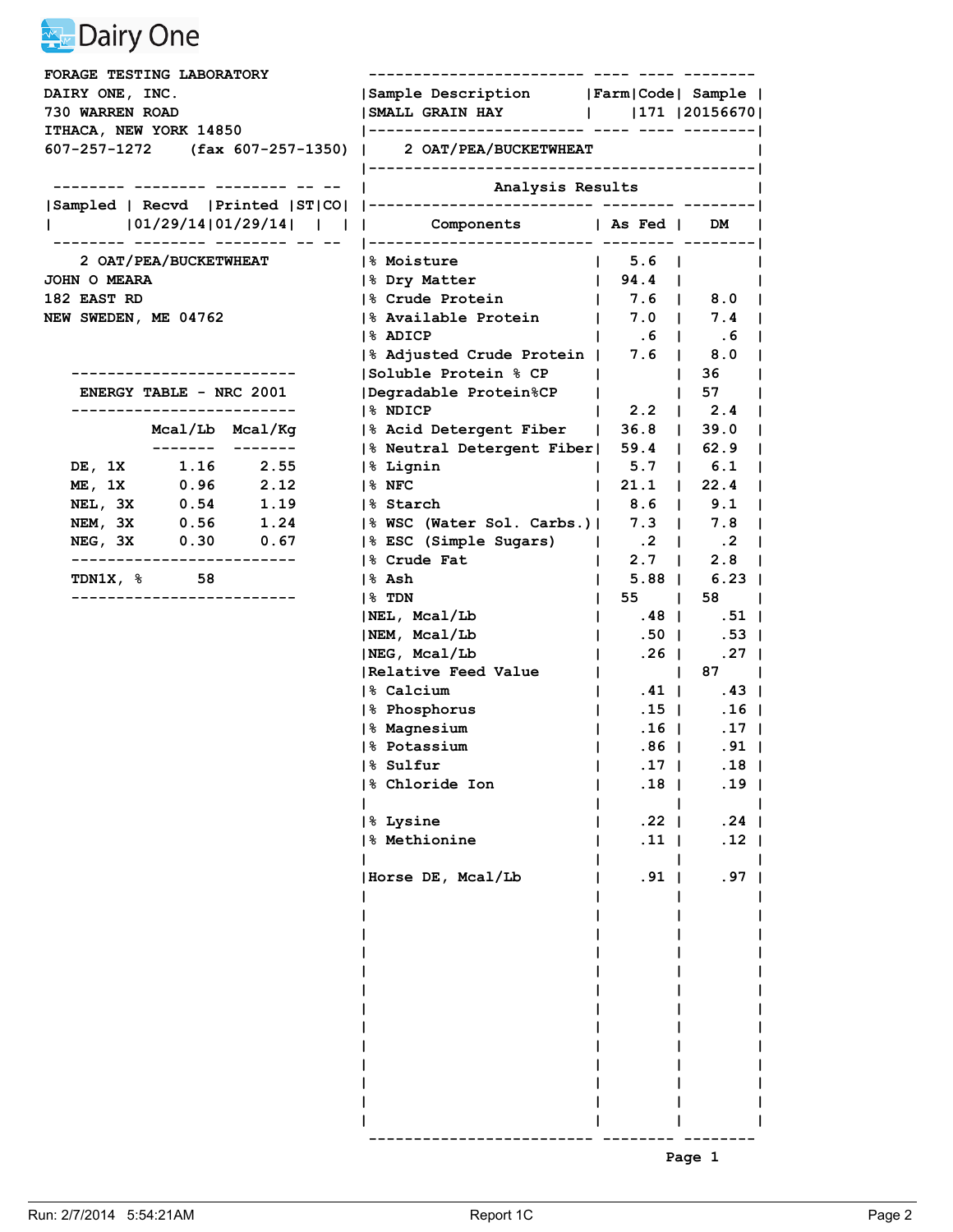Dairy One

FORAGE TESTING LABORATORY
DAIRY ONE, INC.
730 WARREN ROAD
ITHACA, NEW YORK 14850
607-257-1272 (fax 607-257-1350)

| Sampled | Recvd | Printed | ST | CO |
|---|---|---|---|---|
| | 01/29/14 | 01/29/14 | | |

2 OAT/PEA/BUCKETWHEAT
JOHN O MEARA
182 EAST RD
NEW SWEDEN, ME 04762

**ENERGY TABLE - NRC 2001**

| | Mcal/Lb | Mcal/Kg |
|---|---|---|
| DE, 1X | 1.16 | 2.55 |
| ME, 1X | 0.96 | 2.12 |
| NEL, 3X | 0.54 | 1.19 |
| NEM, 3X | 0.56 | 1.24 |
| NEG, 3X | 0.30 | 0.67 |

TDN1X, % 58

| Sample Description | Farm | Code | Sample |
|---|---|---|---|
| SMALL GRAIN HAY | | 171 | 20156670 |

2 OAT/PEA/BUCKETWHEAT

**Analysis Results**

| Components | As Fed | DM |
|---|---|---|
| % Moisture | 5.6 | |
| % Dry Matter | 94.4 | |
| % Crude Protein | 7.6 | 8.0 |
| % Available Protein | 7.0 | 7.4 |
| % ADICP | .6 | .6 |
| % Adjusted Crude Protein | 7.6 | 8.0 |
| Soluble Protein % CP | | 36 |
| Degradable Protein%CP | | 57 |
| % NDICP | 2.2 | 2.4 |
| % Acid Detergent Fiber | 36.8 | 39.0 |
| % Neutral Detergent Fiber | 59.4 | 62.9 |
| % Lignin | 5.7 | 6.1 |
| % NFC | 21.1 | 22.4 |
| % Starch | 8.6 | 9.1 |
| % WSC (Water Sol. Carbs.) | 7.3 | 7.8 |
| % ESC (Simple Sugars) | .2 | .2 |
| % Crude Fat | 2.7 | 2.8 |
| % Ash | 5.88 | 6.23 |
| % TDN | 55 | 58 |
| NEL, Mcal/Lb | .48 | .51 |
| NEM, Mcal/Lb | .50 | .53 |
| NEG, Mcal/Lb | .26 | .27 |
| Relative Feed Value | | 87 |
| % Calcium | .41 | .43 |
| % Phosphorus | .15 | .16 |
| % Magnesium | .16 | .17 |
| % Potassium | .86 | .91 |
| % Sulfur | .17 | .18 |
| % Chloride Ion | .18 | .19 |
| | | |
| % Lysine | .22 | .24 |
| % Methionine | .11 | .12 |
| | | |
| Horse DE, Mcal/Lb | .91 | .97 |

Page 1

Run: 2/7/2014 5:54:21AM Report 1C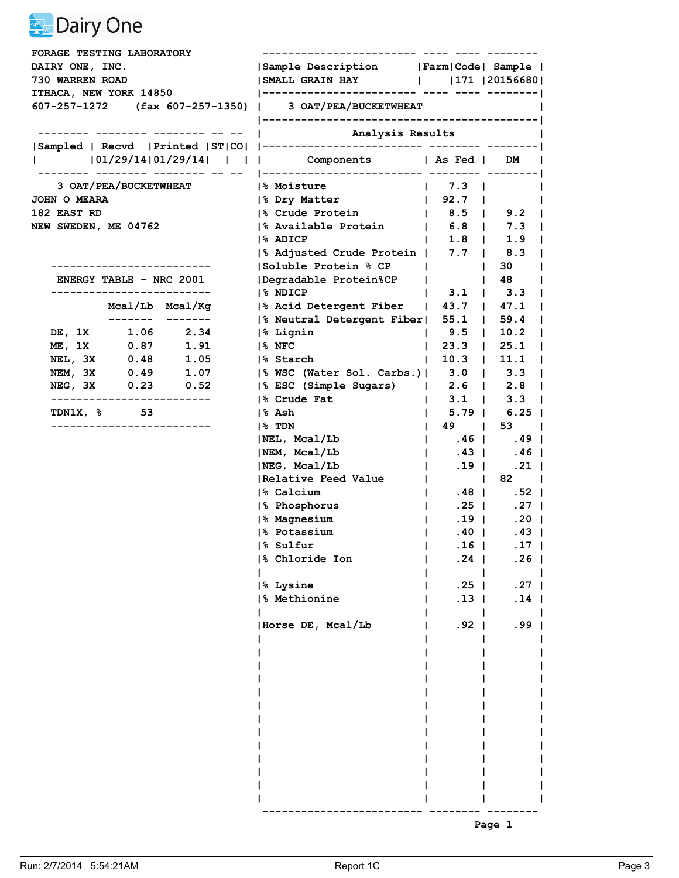Dairy One

FORAGE TESTING LABORATORY
DAIRY ONE, INC.
730 WARREN ROAD
ITHACA, NEW YORK 14850
607-257-1272 (fax 607-257-1350)

| Sample Description | Farm | Code | Sample |
|---|---|---|---|
| SMALL GRAIN HAY | | 171 | 20156680 |

3 OAT/PEA/BUCKWHEAT

| Sampled | Recvd | Printed | ST | CO |
|---|---|---|---|---|
| | 01/29/14 | 01/29/14 | | |

3 OAT/PEA/BUCKWHEAT
JOHN O MEARA
182 EAST RD
NEW SWEDEN, ME 04762

**ENERGY TABLE - NRC 2001**

| | Mcal/Lb | Mcal/Kg |
|---|---|---|
| DE, 1X | 1.06 | 2.34 |
| ME, 1X | 0.87 | 1.91 |
| NEL, 3X | 0.48 | 1.05 |
| NEM, 3X | 0.49 | 1.07 |
| NEG, 3X | 0.23 | 0.52 |

TDN1X, % 53

**Analysis Results**

| Components | As Fed | DM |
|---|---|---|
| % Moisture | 7.3 | |
| % Dry Matter | 92.7 | |
| % Crude Protein | 8.5 | 9.2 |
| % Available Protein | 6.8 | 7.3 |
| % ADICP | 1.8 | 1.9 |
| % Adjusted Crude Protein | 7.7 | 8.3 |
| Soluble Protein % CP | | 30 |
| Degradable Protein%CP | | 48 |
| % NDICP | 3.1 | 3.3 |
| % Acid Detergent Fiber | 43.7 | 47.1 |
| % Neutral Detergent Fiber | 55.1 | 59.4 |
| % Lignin | 9.5 | 10.2 |
| % NFC | 23.3 | 25.1 |
| % Starch | 10.3 | 11.1 |
| % WSC (Water Sol. Carbs.) | 3.0 | 3.3 |
| % ESC (Simple Sugars) | 2.6 | 2.8 |
| % Crude Fat | 3.1 | 3.3 |
| % Ash | 5.79 | 6.25 |
| % TDN | 49 | 53 |
| NEL, Mcal/Lb | .46 | .49 |
| NEM, Mcal/Lb | .43 | .46 |
| NEG, Mcal/Lb | .19 | .21 |
| Relative Feed Value | | 82 |
| % Calcium | .48 | .52 |
| % Phosphorus | .25 | .27 |
| % Magnesium | .19 | .20 |
| % Potassium | .40 | .43 |
| % Sulfur | .16 | .17 |
| % Chloride Ion | .24 | .26 |
| | | |
| % Lysine | .25 | .27 |
| % Methionine | .13 | .14 |
| | | |
| Horse DE, Mcal/Lb | .92 | .99 |

Page 1

Run: 2/7/2014 5:54:21AM Report 1C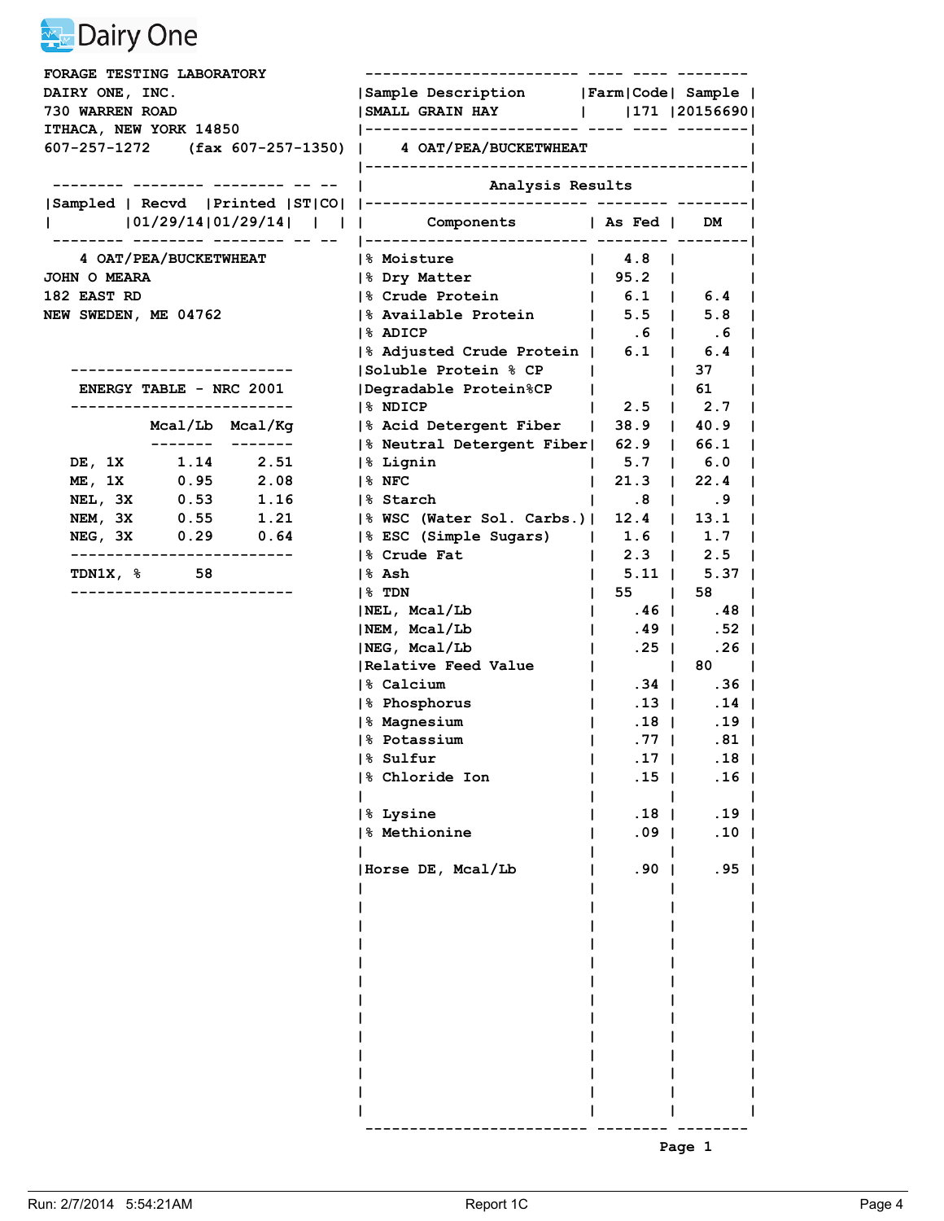Dairy One

FORAGE TESTING LABORATORY
DAIRY ONE, INC.
730 WARREN ROAD
ITHACA, NEW YORK 14850
607-257-1272 (fax 607-257-1350)

| Sample Description | Farm | Code | Sample |
|---|---|---|---|
| SMALL GRAIN HAY | | 171 | 20156690 |

4 OAT/PEA/BUCKWHEAT

| Sampled | Recvd | Printed | ST | CO |
|---|---|---|---|---|
| | 01/29/14 | 01/29/14 | | |

4 OAT/PEA/BUCKWHEAT
JOHN O MEARA
182 EAST RD
NEW SWEDEN, ME 04762

**ENERGY TABLE - NRC 2001**

| | Mcal/Lb | Mcal/Kg |
|---|---|---|
| DE, 1X | 1.14 | 2.51 |
| ME, 1X | 0.95 | 2.08 |
| NEL, 3X | 0.53 | 1.16 |
| NEM, 3X | 0.55 | 1.21 |
| NEG, 3X | 0.29 | 0.64 |

TDN1X, % 58

**Analysis Results**

| Components | As Fed | DM |
|---|---|---|
| % Moisture | 4.8 | |
| % Dry Matter | 95.2 | |
| % Crude Protein | 6.1 | 6.4 |
| % Available Protein | 5.5 | 5.8 |
| % ADICP | .6 | .6 |
| % Adjusted Crude Protein | 6.1 | 6.4 |
| Soluble Protein % CP | | 37 |
| Degradable Protein%CP | | 61 |
| % NDICP | 2.5 | 2.7 |
| % Acid Detergent Fiber | 38.9 | 40.9 |
| % Neutral Detergent Fiber | 62.9 | 66.1 |
| % Lignin | 5.7 | 6.0 |
| % NFC | 21.3 | 22.4 |
| % Starch | .8 | .9 |
| % WSC (Water Sol. Carbs.) | 12.4 | 13.1 |
| % ESC (Simple Sugars) | 1.6 | 1.7 |
| % Crude Fat | 2.3 | 2.5 |
| % Ash | 5.11 | 5.37 |
| % TDN | 55 | 58 |
| NEL, Mcal/Lb | .46 | .48 |
| NEM, Mcal/Lb | .49 | .52 |
| NEG, Mcal/Lb | .25 | .26 |
| Relative Feed Value | | 80 |
| % Calcium | .34 | .36 |
| % Phosphorus | .13 | .14 |
| % Magnesium | .18 | .19 |
| % Potassium | .77 | .81 |
| % Sulfur | .17 | .18 |
| % Chloride Ion | .15 | .16 |
| | | |
| % Lysine | .18 | .19 |
| % Methionine | .09 | .10 |
| | | |
| Horse DE, Mcal/Lb | .90 | .95 |

Page 1

Run: 2/7/2014 5:54:21AM Report 1C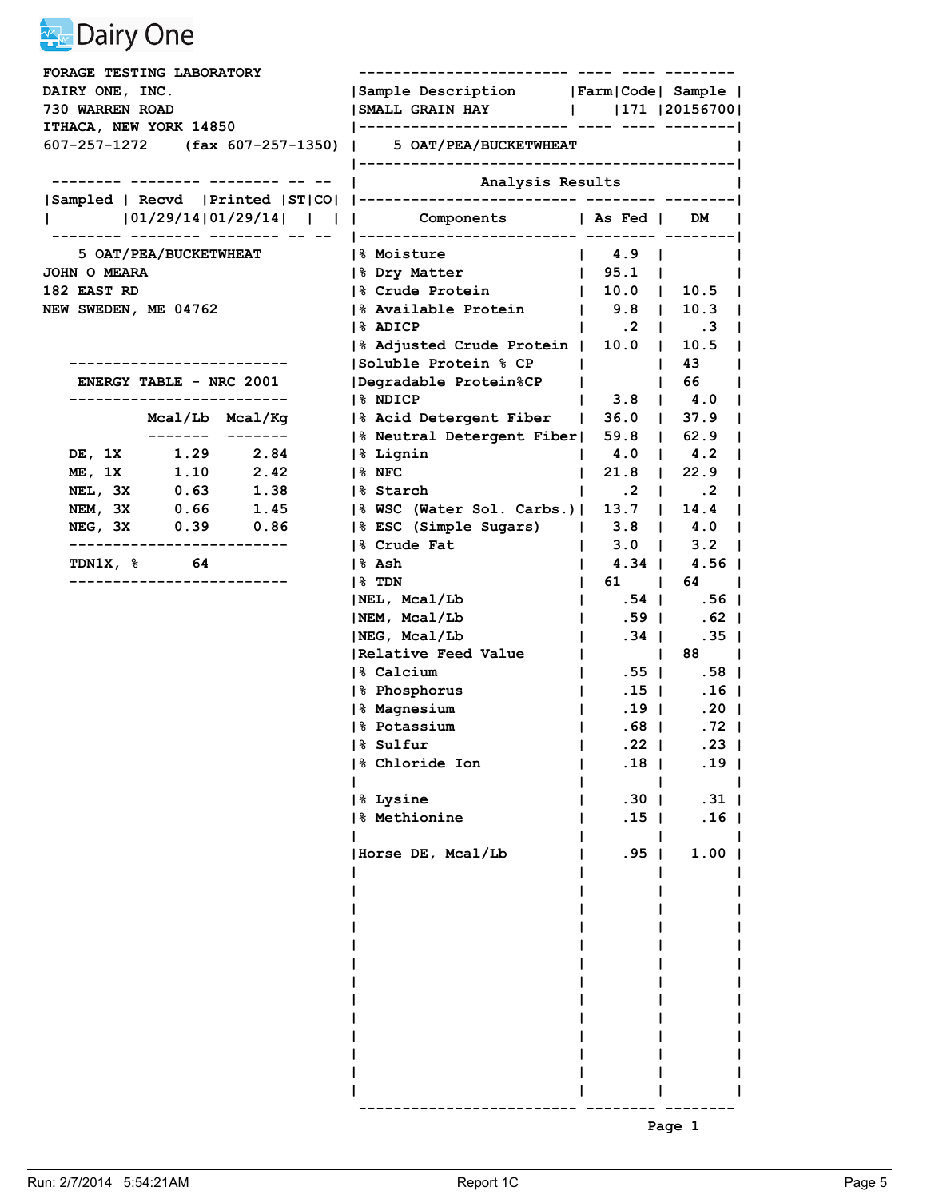Dairy One

FORAGE TESTING LABORATORY
DAIRY ONE, INC.
730 WARREN ROAD
ITHACA, NEW YORK 14850
607-257-1272 (fax 607-257-1350)

| Sampled | Recvd | Printed | ST | CO |
|---|---|---|---|---|
| | 01/29/14 | 01/29/14 | | |

5 OAT/PEA/BUCKETWHEAT
JOHN O MEARA
182 EAST RD
NEW SWEDEN, ME 04762

**ENERGY TABLE - NRC 2001**

| | Mcal/Lb | Mcal/Kg |
|---|---|---|
| DE, 1X | 1.29 | 2.84 |
| ME, 1X | 1.10 | 2.42 |
| NEL, 3X | 0.63 | 1.38 |
| NEM, 3X | 0.66 | 1.45 |
| NEG, 3X | 0.39 | 0.86 |

TDN1X, % 64

| Sample Description | Farm | Code | Sample |
|---|---|---|---|
| SMALL GRAIN HAY | | 171 | 20156700 |

5 OAT/PEA/BUCKETWHEAT

**Analysis Results**

| Components | As Fed | DM |
|---|---|---|
| % Moisture | 4.9 | |
| % Dry Matter | 95.1 | |
| % Crude Protein | 10.0 | 10.5 |
| % Available Protein | 9.8 | 10.3 |
| % ADICP | .2 | .3 |
| % Adjusted Crude Protein | 10.0 | 10.5 |
| Soluble Protein % CP | | 43 |
| Degradable Protein%CP | | 66 |
| % NDICP | 3.8 | 4.0 |
| % Acid Detergent Fiber | 36.0 | 37.9 |
| % Neutral Detergent Fiber | 59.8 | 62.9 |
| % Lignin | 4.0 | 4.2 |
| % NFC | 21.8 | 22.9 |
| % Starch | .2 | .2 |
| % WSC (Water Sol. Carbs.) | 13.7 | 14.4 |
| % ESC (Simple Sugars) | 3.8 | 4.0 |
| % Crude Fat | 3.0 | 3.2 |
| % Ash | 4.34 | 4.56 |
| % TDN | 61 | 64 |
| NEL, Mcal/Lb | .54 | .56 |
| NEM, Mcal/Lb | .59 | .62 |
| NEG, Mcal/Lb | .34 | .35 |
| Relative Feed Value | | 88 |
| % Calcium | .55 | .58 |
| % Phosphorus | .15 | .16 |
| % Magnesium | .19 | .20 |
| % Potassium | .68 | .72 |
| % Sulfur | .22 | .23 |
| % Chloride Ion | .18 | .19 |
| | | |
| % Lysine | .30 | .31 |
| % Methionine | .15 | .16 |
| | | |
| Horse DE, Mcal/Lb | .95 | 1.00 |

Run: 2/7/2014 5:54:21AM Report 1C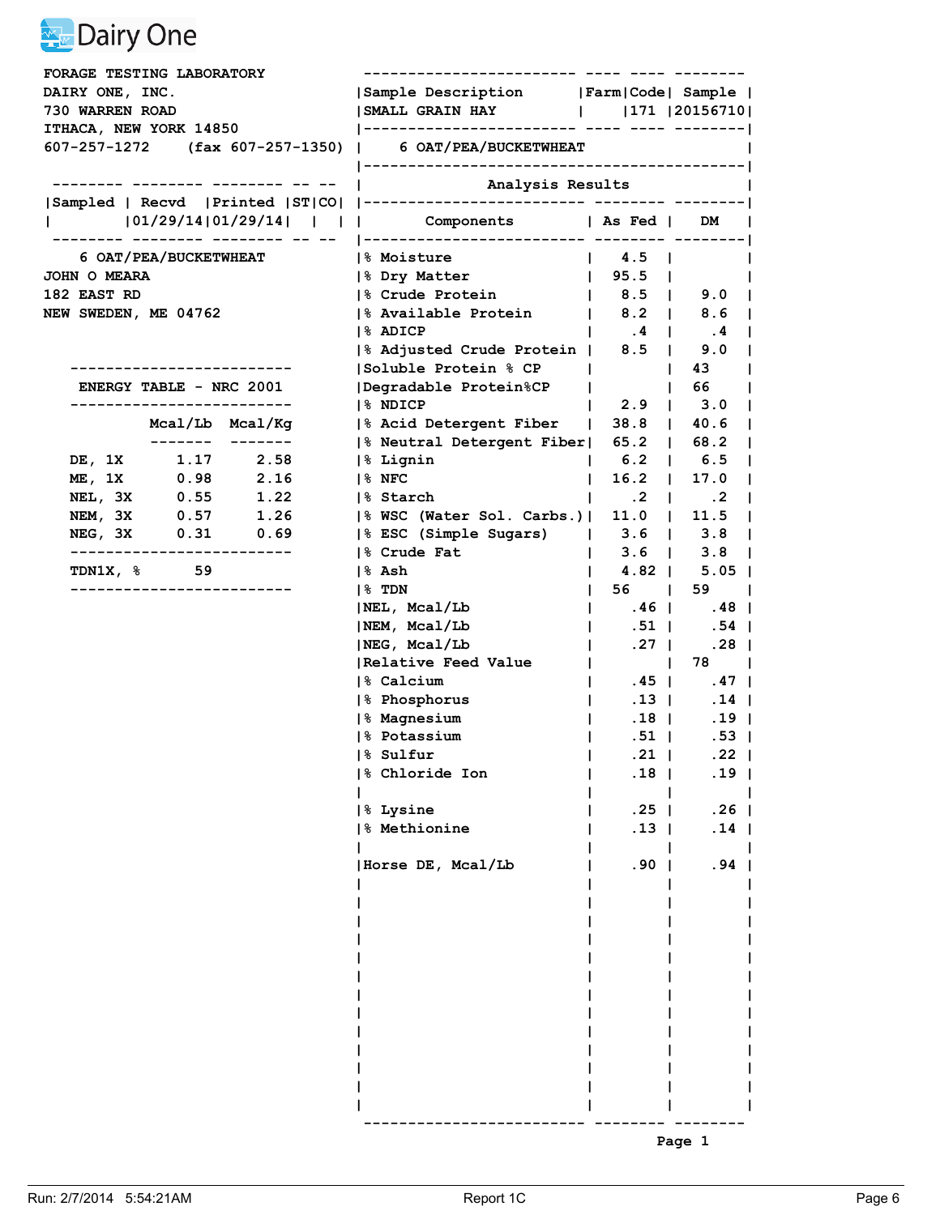Dairy One

FORAGE TESTING LABORATORY
DAIRY ONE, INC.
730 WARREN ROAD
ITHACA, NEW YORK 14850
607-257-1272 (fax 607-257-1350)

| Sampled | Recvd | Printed | ST | CO |
|---|---|---|---|---|
| | 01/29/14 | 01/29/14 | | |

6 OAT/PEA/BUCKETWHEAT
JOHN O MEARA
182 EAST RD
NEW SWEDEN, ME 04762

**ENERGY TABLE - NRC 2001**

| | Mcal/Lb | Mcal/Kg |
|---|---|---|
| DE, 1X | 1.17 | 2.58 |
| ME, 1X | 0.98 | 2.16 |
| NEL, 3X | 0.55 | 1.22 |
| NEM, 3X | 0.57 | 1.26 |
| NEG, 3X | 0.31 | 0.69 |

TDN1X, % 59

| Sample Description | Farm | Code | Sample |
|---|---|---|---|
| SMALL GRAIN HAY | | 171 | 20156710 |

6 OAT/PEA/BUCKETWHEAT

**Analysis Results**

| Components | As Fed | DM |
|---|---|---|
| % Moisture | 4.5 | |
| % Dry Matter | 95.5 | |
| % Crude Protein | 8.5 | 9.0 |
| % Available Protein | 8.2 | 8.6 |
| % ADICP | .4 | .4 |
| % Adjusted Crude Protein | 8.5 | 9.0 |
| Soluble Protein % CP | | 43 |
| Degradable Protein%CP | | 66 |
| % NDICP | 2.9 | 3.0 |
| % Acid Detergent Fiber | 38.8 | 40.6 |
| % Neutral Detergent Fiber | 65.2 | 68.2 |
| % Lignin | 6.2 | 6.5 |
| % NFC | 16.2 | 17.0 |
| % Starch | .2 | .2 |
| % WSC (Water Sol. Carbs.) | 11.0 | 11.5 |
| % ESC (Simple Sugars) | 3.6 | 3.8 |
| % Crude Fat | 3.6 | 3.8 |
| % Ash | 4.82 | 5.05 |
| % TDN | 56 | 59 |
| NEL, Mcal/Lb | .46 | .48 |
| NEM, Mcal/Lb | .51 | .54 |
| NEG, Mcal/Lb | .27 | .28 |
| Relative Feed Value | | 78 |
| % Calcium | .45 | .47 |
| % Phosphorus | .13 | .14 |
| % Magnesium | .18 | .19 |
| % Potassium | .51 | .53 |
| % Sulfur | .21 | .22 |
| % Chloride Ion | .18 | .19 |
| % Lysine | .25 | .26 |
| % Methionine | .13 | .14 |
| Horse DE, Mcal/Lb | .90 | .94 |

Run: 2/7/2014 5:54:21AM Report 1C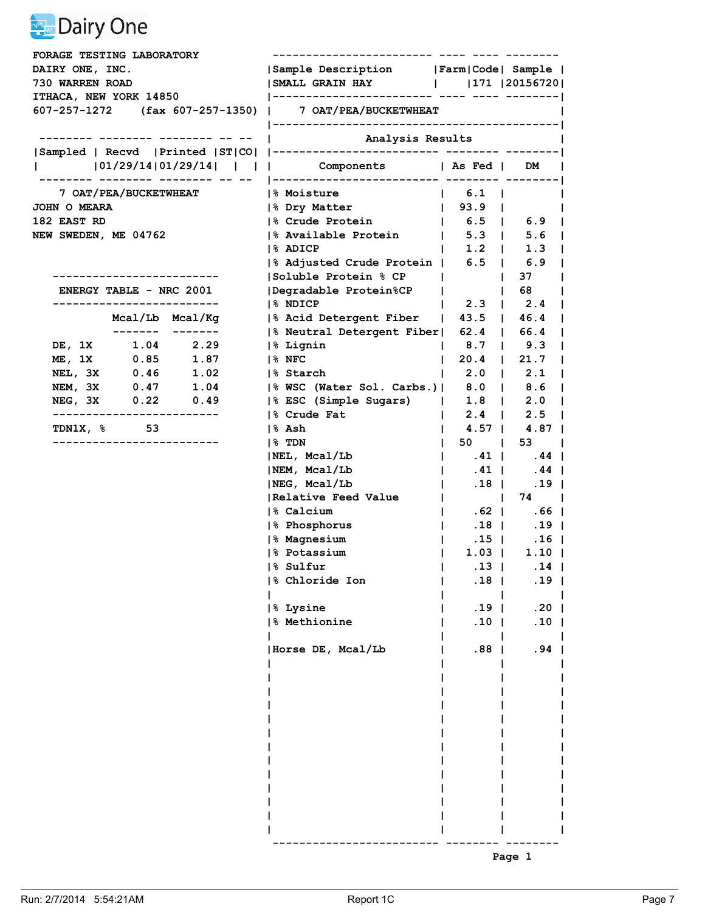Dairy One

FORAGE TESTING LABORATORY
DAIRY ONE, INC.
730 WARREN ROAD
ITHACA, NEW YORK 14850
607-257-1272 (fax 607-257-1350)

| Sample Description | Farm | Code | Sample |
|---|---|---|---|
| SMALL GRAIN HAY | | 171 | 20156720 |

7 OAT/PEA/BUCKETWHEAT

| Sampled | Recvd | Printed | ST | CO |
|---|---|---|---|---|
| | 01/29/14 | 01/29/14 | | |

7 OAT/PEA/BUCKETWHEAT
JOHN O MEARA
182 EAST RD
NEW SWEDEN, ME 04762

**ENERGY TABLE - NRC 2001**

| | Mcal/Lb | Mcal/Kg |
|---|---|---|
| DE, 1X | 1.04 | 2.29 |
| ME, 1X | 0.85 | 1.87 |
| NEL, 3X | 0.46 | 1.02 |
| NEM, 3X | 0.47 | 1.04 |
| NEG, 3X | 0.22 | 0.49 |
| TDN1X, % | 53 | |

**Analysis Results**

| Components | As Fed | DM |
|---|---|---|
| % Moisture | 6.1 | |
| % Dry Matter | 93.9 | |
| % Crude Protein | 6.5 | 6.9 |
| % Available Protein | 5.3 | 5.6 |
| % ADICP | 1.2 | 1.3 |
| % Adjusted Crude Protein | 6.5 | 6.9 |
| Soluble Protein % CP | | 37 |
| Degradable Protein%CP | | 68 |
| % NDICP | 2.3 | 2.4 |
| % Acid Detergent Fiber | 43.5 | 46.4 |
| % Neutral Detergent Fiber | 62.4 | 66.4 |
| % Lignin | 8.7 | 9.3 |
| % NFC | 20.4 | 21.7 |
| % Starch | 2.0 | 2.1 |
| % WSC (Water Sol. Carbs.) | 8.0 | 8.6 |
| % ESC (Simple Sugars) | 1.8 | 2.0 |
| % Crude Fat | 2.4 | 2.5 |
| % Ash | 4.57 | 4.87 |
| % TDN | 50 | 53 |
| NEL, Mcal/Lb | .41 | .44 |
| NEM, Mcal/Lb | .41 | .44 |
| NEG, Mcal/Lb | .18 | .19 |
| Relative Feed Value | | 74 |
| % Calcium | .62 | .66 |
| % Phosphorus | .18 | .19 |
| % Magnesium | .15 | .16 |
| % Potassium | 1.03 | 1.10 |
| % Sulfur | .13 | .14 |
| % Chloride Ion | .18 | .19 |
| | | |
| % Lysine | .19 | .20 |
| % Methionine | .10 | .10 |
| | | |
| Horse DE, Mcal/Lb | .88 | .94 |

Run: 2/7/2014 5:54:21AM Report 1C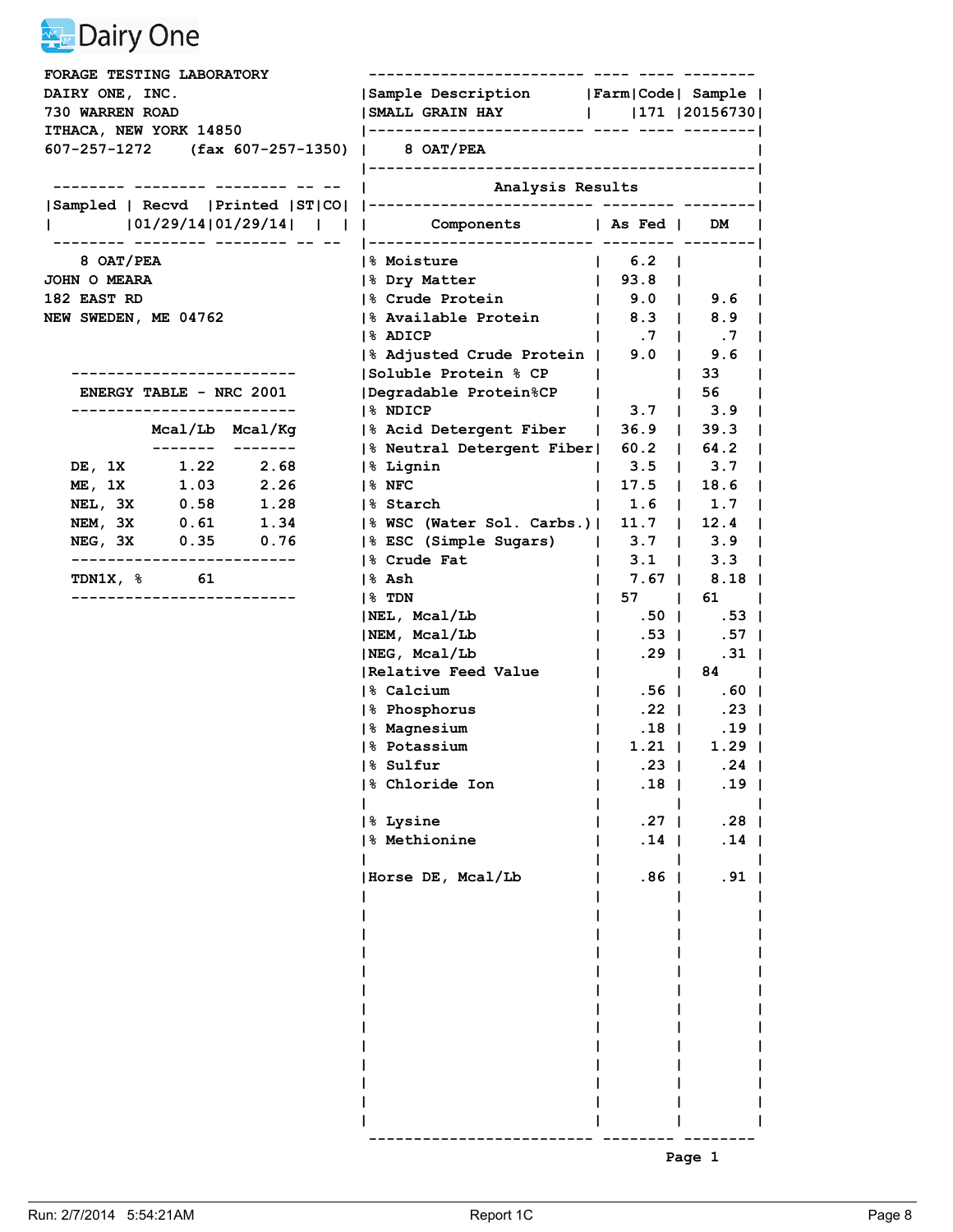Dairy One

FORAGE TESTING LABORATORY
DAIRY ONE, INC.
730 WARREN ROAD
ITHACA, NEW YORK 14850
607-257-1272 (fax 607-257-1350)

| Sample Description | Farm | Code | Sample |
|---|---|---|---|
| SMALL GRAIN HAY | | 171 | 20156730 |
| 8 OAT/PEA | | | |

| Sampled | Recvd | Printed | ST | CO |
|---|---|---|---|---|
| | 01/29/14 | 01/29/14 | | |

8 OAT/PEA
JOHN O MEARA
182 EAST RD
NEW SWEDEN, ME 04762

**ENERGY TABLE - NRC 2001**

| | Mcal/Lb | Mcal/Kg |
|---|---|---|
| DE, 1X | 1.22 | 2.68 |
| ME, 1X | 1.03 | 2.26 |
| NEL, 3X | 0.58 | 1.28 |
| NEM, 3X | 0.61 | 1.34 |
| NEG, 3X | 0.35 | 0.76 |
| TDN1X, % | 61 | |

**Analysis Results**

| Components | As Fed | DM |
|---|---|---|
| % Moisture | 6.2 | |
| % Dry Matter | 93.8 | |
| % Crude Protein | 9.0 | 9.6 |
| % Available Protein | 8.3 | 8.9 |
| % ADICP | .7 | .7 |
| % Adjusted Crude Protein | 9.0 | 9.6 |
| Soluble Protein % CP | | 33 |
| Degradable Protein%CP | | 56 |
| % NDICP | 3.7 | 3.9 |
| % Acid Detergent Fiber | 36.9 | 39.3 |
| % Neutral Detergent Fiber | 60.2 | 64.2 |
| % Lignin | 3.5 | 3.7 |
| % NFC | 17.5 | 18.6 |
| % Starch | 1.6 | 1.7 |
| % WSC (Water Sol. Carbs.) | 11.7 | 12.4 |
| % ESC (Simple Sugars) | 3.7 | 3.9 |
| % Crude Fat | 3.1 | 3.3 |
| % Ash | 7.67 | 8.18 |
| % TDN | 57 | 61 |
| NEL, Mcal/Lb | .50 | .53 |
| NEM, Mcal/Lb | .53 | .57 |
| NEG, Mcal/Lb | .29 | .31 |
| Relative Feed Value | | 84 |
| % Calcium | .56 | .60 |
| % Phosphorus | .22 | .23 |
| % Magnesium | .18 | .19 |
| % Potassium | 1.21 | 1.29 |
| % Sulfur | .23 | .24 |
| % Chloride Ion | .18 | .19 |
| % Lysine | .27 | .28 |
| % Methionine | .14 | .14 |
| Horse DE, Mcal/Lb | .86 | .91 |

Run: 2/7/2014 5:54:21AM Report 1C